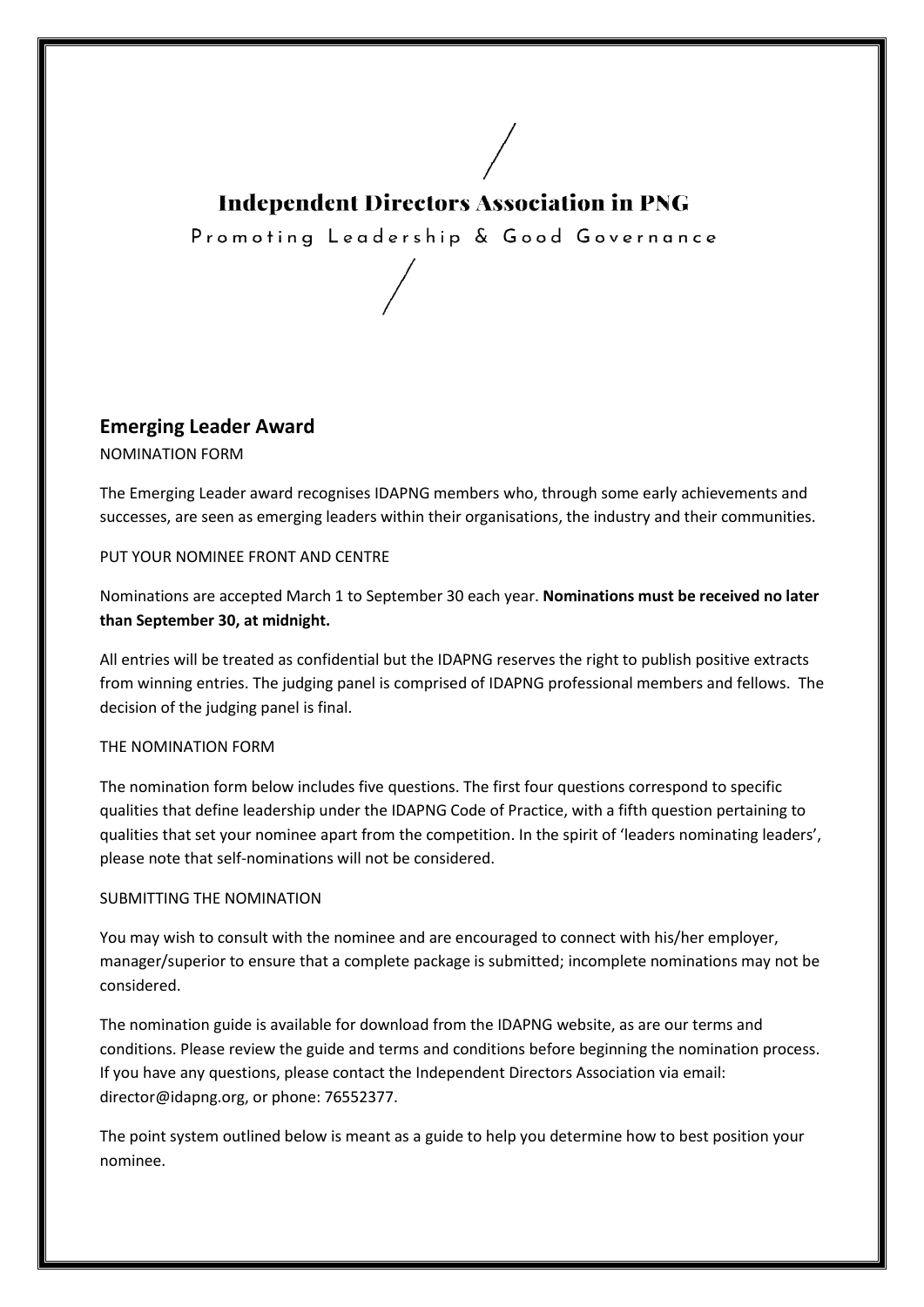# Independent Directors Association in PNG

Promoting Leadership & Good Governance

## Emerging Leader Award

NOMINATION FORM

The Emerging Leader award recognises IDAPNG members who, through some early achievements and successes, are seen as emerging leaders within their organisations, the industry and their communities.

PUT YOUR NOMINEE FRONT AND CENTRE

Nominations are accepted March 1 to September 30 each year. **Nominations must be received no later than September 30, at midnight.**

All entries will be treated as confidential but the IDAPNG reserves the right to publish positive extracts from winning entries. The judging panel is comprised of IDAPNG professional members and fellows. The decision of the judging panel is final.

THE NOMINATION FORM

The nomination form below includes five questions. The first four questions correspond to specific qualities that define leadership under the IDAPNG Code of Practice, with a fifth question pertaining to qualities that set your nominee apart from the competition. In the spirit of 'leaders nominating leaders', please note that self-nominations will not be considered.

SUBMITTING THE NOMINATION

You may wish to consult with the nominee and are encouraged to connect with his/her employer, manager/superior to ensure that a complete package is submitted; incomplete nominations may not be considered.

The nomination guide is available for download from the IDAPNG website, as are our terms and conditions. Please review the guide and terms and conditions before beginning the nomination process. If you have any questions, please contact the Independent Directors Association via email: director@idapng.org, or phone: 76552377.

The point system outlined below is meant as a guide to help you determine how to best position your nominee.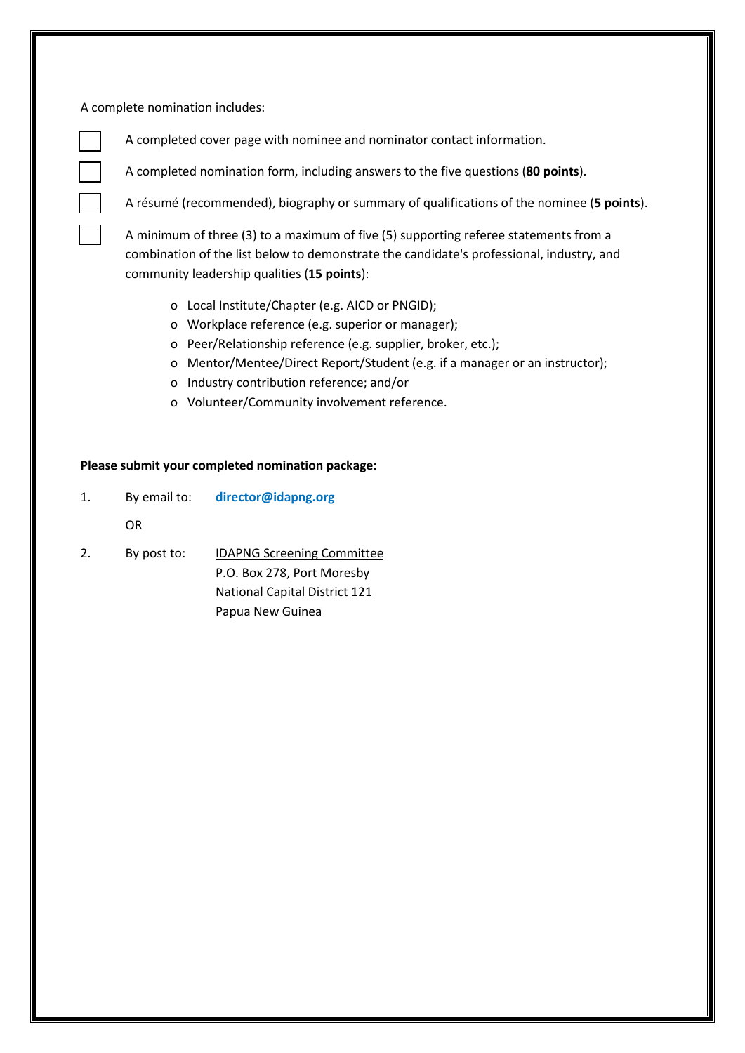A complete nomination includes:

- [ ] A completed cover page with nominee and nominator contact information.
- [ ] A completed nomination form, including answers to the five questions (**80 points**).
- [ ] A résumé (recommended), biography or summary of qualifications of the nominee (**5 points**).
- [ ] A minimum of three (3) to a maximum of five (5) supporting referee statements from a combination of the list below to demonstrate the candidate's professional, industry, and community leadership qualities (**15 points**):
    - Local Institute/Chapter (e.g. AICD or PNGID);
    - Workplace reference (e.g. superior or manager);
    - Peer/Relationship reference (e.g. supplier, broker, etc.);
    - Mentor/Mentee/Direct Report/Student (e.g. if a manager or an instructor);
    - Industry contribution reference; and/or
    - Volunteer/Community involvement reference.

**Please submit your completed nomination package:**

1. By email to: **director@idapng.org**

   OR

2. By post to: IDAPNG Screening Committee
   P.O. Box 278, Port Moresby
   National Capital District 121
   Papua New Guinea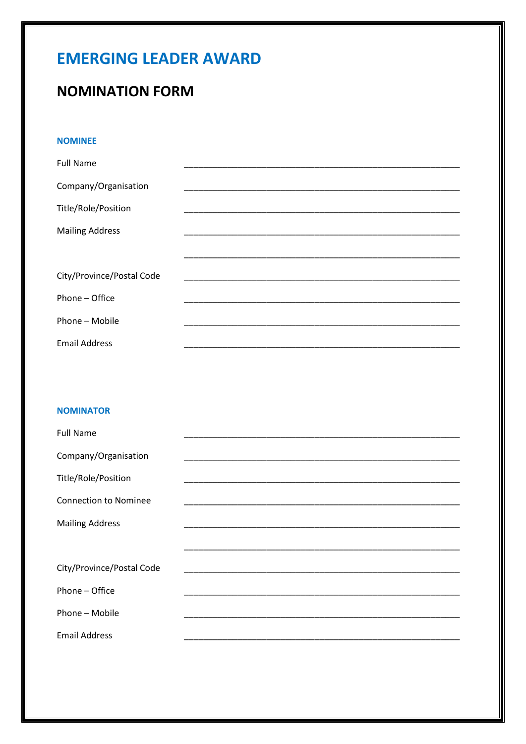# EMERGING LEADER AWARD

## NOMINATION FORM

### NOMINEE

Full Name ___________________________________________________________

Company/Organisation ___________________________________________________________

Title/Role/Position ___________________________________________________________

Mailing Address ___________________________________________________________

___________________________________________________________

City/Province/Postal Code ___________________________________________________________

Phone – Office ___________________________________________________________

Phone – Mobile ___________________________________________________________

Email Address ___________________________________________________________

### NOMINATOR

Full Name ___________________________________________________________

Company/Organisation ___________________________________________________________

Title/Role/Position ___________________________________________________________

Connection to Nominee ___________________________________________________________

Mailing Address ___________________________________________________________

___________________________________________________________

City/Province/Postal Code ___________________________________________________________

Phone – Office ___________________________________________________________

Phone – Mobile ___________________________________________________________

Email Address ___________________________________________________________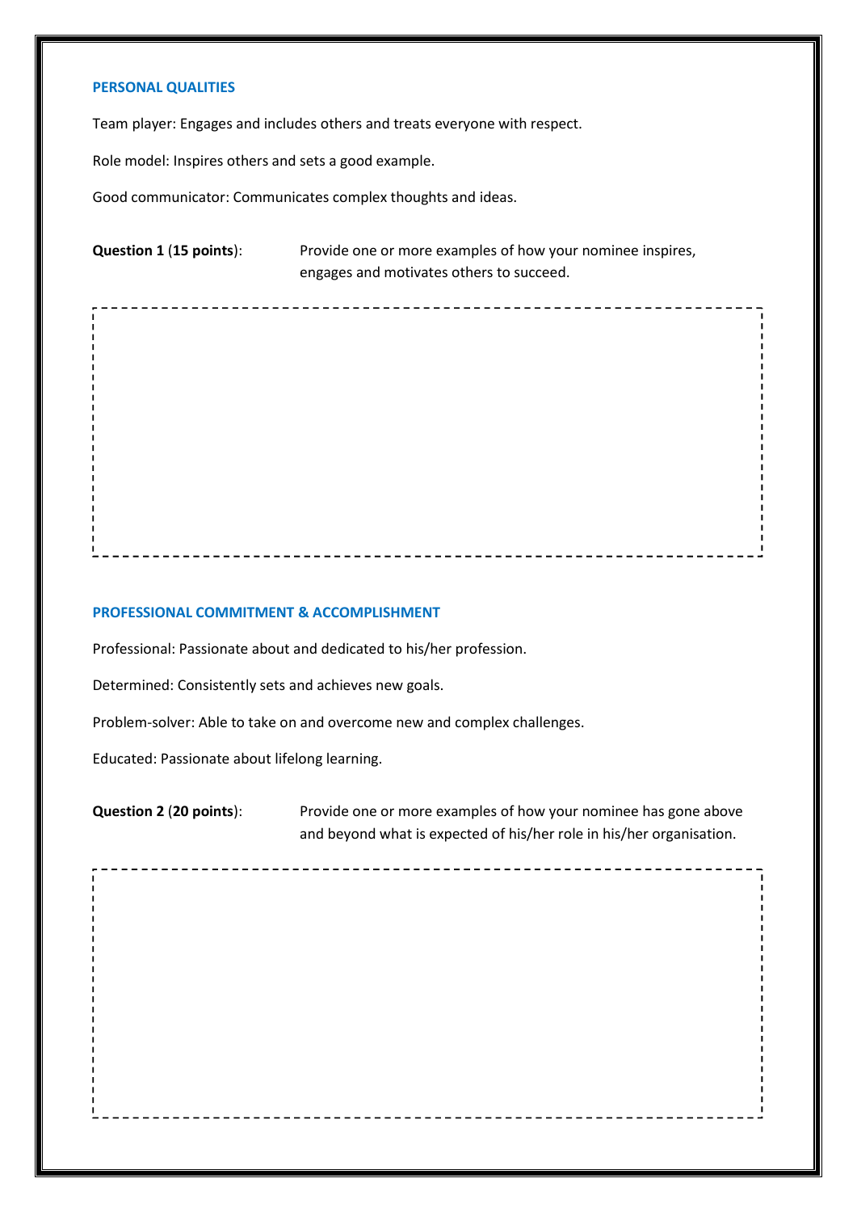## PERSONAL QUALITIES

Team player: Engages and includes others and treats everyone with respect.

Role model: Inspires others and sets a good example.

Good communicator: Communicates complex thoughts and ideas.

**Question 1** (**15 points**): Provide one or more examples of how your nominee inspires, engages and motivates others to succeed.

## PROFESSIONAL COMMITMENT & ACCOMPLISHMENT

Professional: Passionate about and dedicated to his/her profession.

Determined: Consistently sets and achieves new goals.

Problem-solver: Able to take on and overcome new and complex challenges.

Educated: Passionate about lifelong learning.

**Question 2** (**20 points**): Provide one or more examples of how your nominee has gone above and beyond what is expected of his/her role in his/her organisation.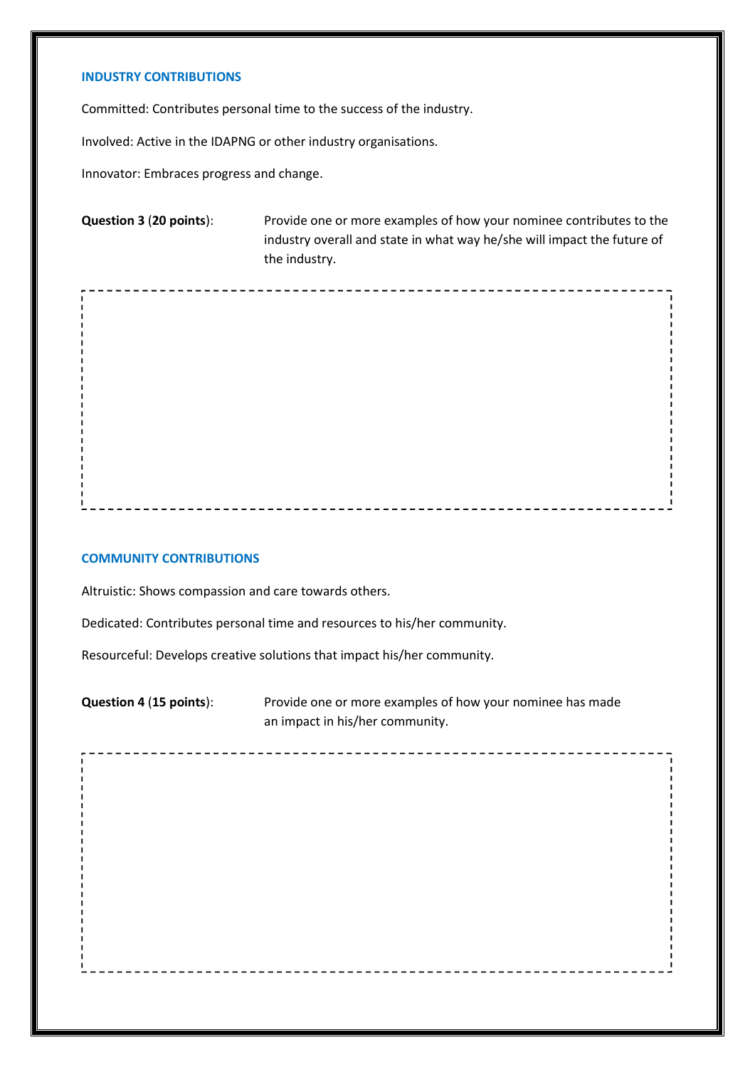## INDUSTRY CONTRIBUTIONS

Committed: Contributes personal time to the success of the industry.

Involved: Active in the IDAPNG or other industry organisations.

Innovator: Embraces progress and change.

**Question 3** (**20 points**): Provide one or more examples of how your nominee contributes to the industry overall and state in what way he/she will impact the future of the industry.

## COMMUNITY CONTRIBUTIONS

Altruistic: Shows compassion and care towards others.

Dedicated: Contributes personal time and resources to his/her community.

Resourceful: Develops creative solutions that impact his/her community.

**Question 4** (**15 points**): Provide one or more examples of how your nominee has made an impact in his/her community.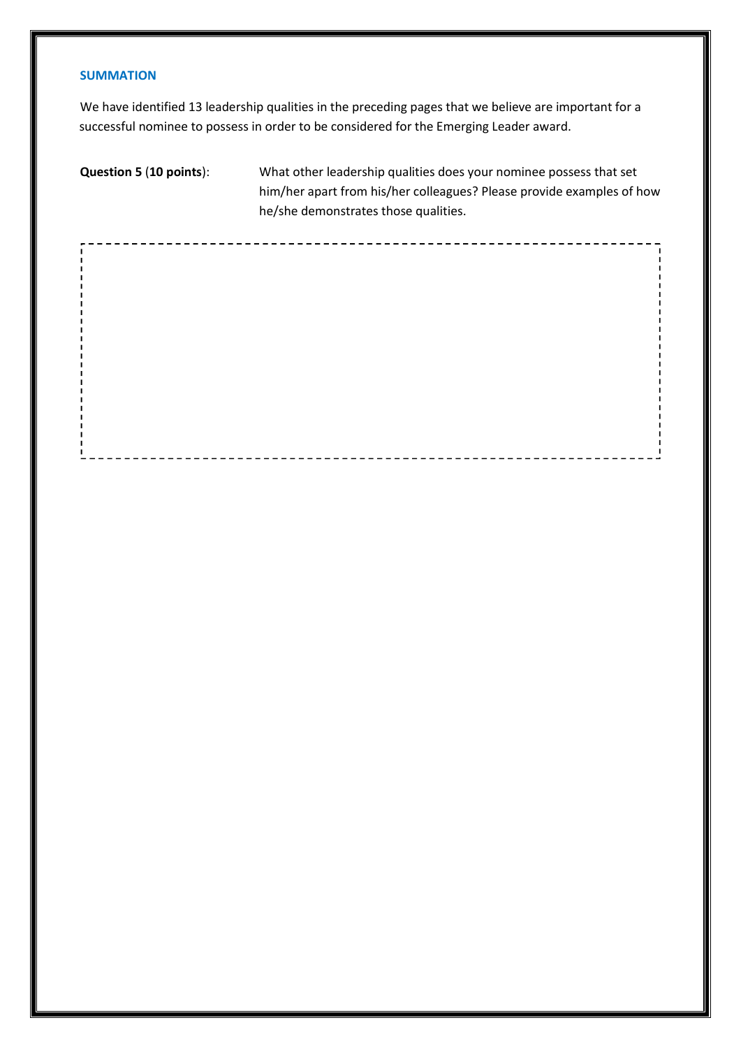## SUMMATION

We have identified 13 leadership qualities in the preceding pages that we believe are important for a successful nominee to possess in order to be considered for the Emerging Leader award.

**Question 5** (**10 points**): What other leadership qualities does your nominee possess that set him/her apart from his/her colleagues? Please provide examples of how he/she demonstrates those qualities.